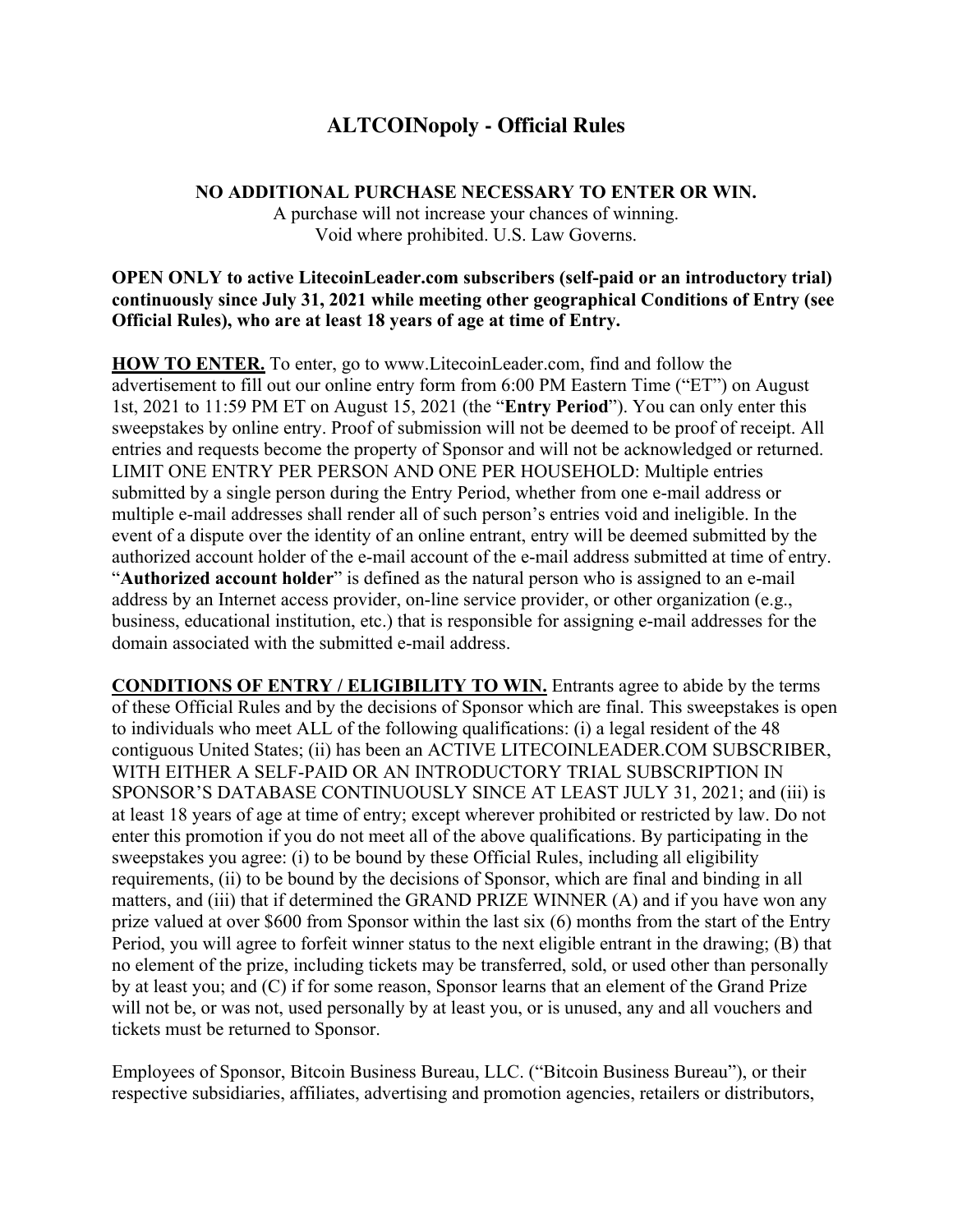# ALTCOINopoly - Official Rules

**NO ADDITIONAL PURCHASE NECESSARY TO ENTER OR WIN.**

A purchase will not increase your chances of winning.
Void where prohibited. U.S. Law Governs.

**OPEN ONLY to active LitecoinLeader.com subscribers (self-paid or an introductory trial) continuously since July 31, 2021 while meeting other geographical Conditions of Entry (see Official Rules), who are at least 18 years of age at time of Entry.**

**HOW TO ENTER.** To enter, go to www.LitecoinLeader.com, find and follow the advertisement to fill out our online entry form from 6:00 PM Eastern Time ("ET") on August 1st, 2021 to 11:59 PM ET on August 15, 2021 (the "**Entry Period**"). You can only enter this sweepstakes by online entry. Proof of submission will not be deemed to be proof of receipt. All entries and requests become the property of Sponsor and will not be acknowledged or returned. LIMIT ONE ENTRY PER PERSON AND ONE PER HOUSEHOLD: Multiple entries submitted by a single person during the Entry Period, whether from one e-mail address or multiple e-mail addresses shall render all of such person's entries void and ineligible. In the event of a dispute over the identity of an online entrant, entry will be deemed submitted by the authorized account holder of the e-mail account of the e-mail address submitted at time of entry. "**Authorized account holder**" is defined as the natural person who is assigned to an e-mail address by an Internet access provider, on-line service provider, or other organization (e.g., business, educational institution, etc.) that is responsible for assigning e-mail addresses for the domain associated with the submitted e-mail address.

**CONDITIONS OF ENTRY / ELIGIBILITY TO WIN.** Entrants agree to abide by the terms of these Official Rules and by the decisions of Sponsor which are final. This sweepstakes is open to individuals who meet ALL of the following qualifications: (i) a legal resident of the 48 contiguous United States; (ii) has been an ACTIVE LITECOINLEADER.COM SUBSCRIBER, WITH EITHER A SELF-PAID OR AN INTRODUCTORY TRIAL SUBSCRIPTION IN SPONSOR'S DATABASE CONTINUOUSLY SINCE AT LEAST JULY 31, 2021; and (iii) is at least 18 years of age at time of entry; except wherever prohibited or restricted by law. Do not enter this promotion if you do not meet all of the above qualifications. By participating in the sweepstakes you agree: (i) to be bound by these Official Rules, including all eligibility requirements, (ii) to be bound by the decisions of Sponsor, which are final and binding in all matters, and (iii) that if determined the GRAND PRIZE WINNER (A) and if you have won any prize valued at over $600 from Sponsor within the last six (6) months from the start of the Entry Period, you will agree to forfeit winner status to the next eligible entrant in the drawing; (B) that no element of the prize, including tickets may be transferred, sold, or used other than personally by at least you; and (C) if for some reason, Sponsor learns that an element of the Grand Prize will not be, or was not, used personally by at least you, or is unused, any and all vouchers and tickets must be returned to Sponsor.

Employees of Sponsor, Bitcoin Business Bureau, LLC. ("Bitcoin Business Bureau"), or their respective subsidiaries, affiliates, advertising and promotion agencies, retailers or distributors,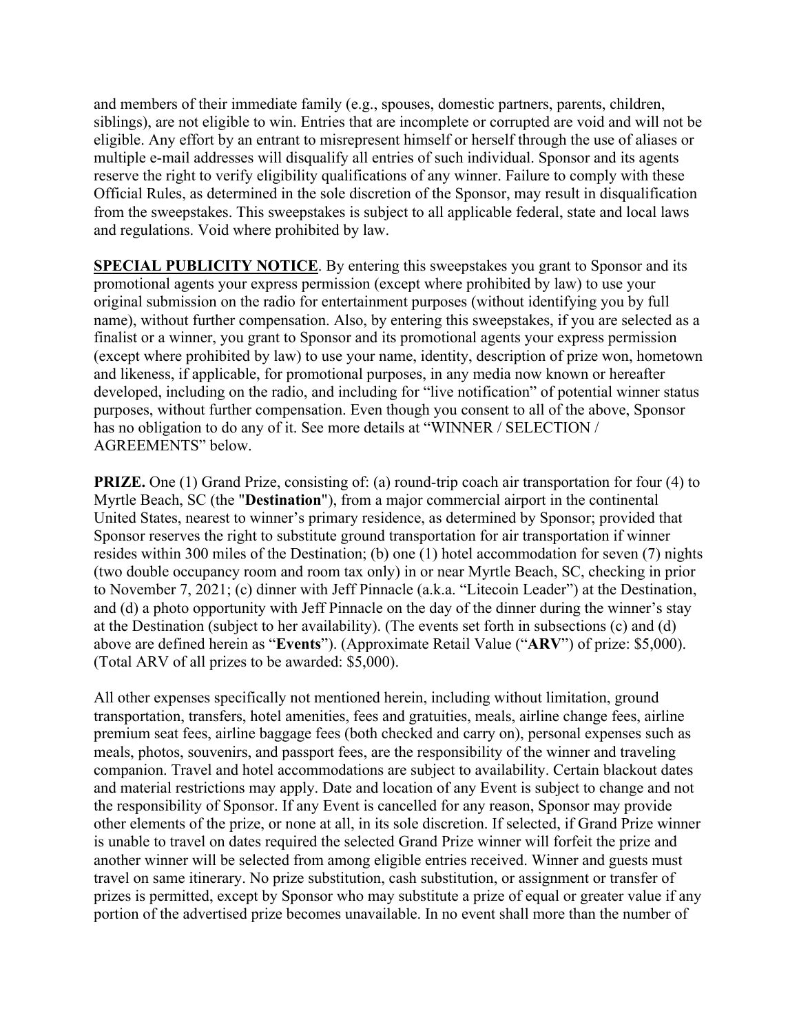and members of their immediate family (e.g., spouses, domestic partners, parents, children, siblings), are not eligible to win. Entries that are incomplete or corrupted are void and will not be eligible. Any effort by an entrant to misrepresent himself or herself through the use of aliases or multiple e-mail addresses will disqualify all entries of such individual. Sponsor and its agents reserve the right to verify eligibility qualifications of any winner. Failure to comply with these Official Rules, as determined in the sole discretion of the Sponsor, may result in disqualification from the sweepstakes. This sweepstakes is subject to all applicable federal, state and local laws and regulations. Void where prohibited by law.

**SPECIAL PUBLICITY NOTICE**. By entering this sweepstakes you grant to Sponsor and its promotional agents your express permission (except where prohibited by law) to use your original submission on the radio for entertainment purposes (without identifying you by full name), without further compensation. Also, by entering this sweepstakes, if you are selected as a finalist or a winner, you grant to Sponsor and its promotional agents your express permission (except where prohibited by law) to use your name, identity, description of prize won, hometown and likeness, if applicable, for promotional purposes, in any media now known or hereafter developed, including on the radio, and including for "live notification" of potential winner status purposes, without further compensation. Even though you consent to all of the above, Sponsor has no obligation to do any of it. See more details at "WINNER / SELECTION / AGREEMENTS" below.

**PRIZE.** One (1) Grand Prize, consisting of: (a) round-trip coach air transportation for four (4) to Myrtle Beach, SC (the "**Destination**"), from a major commercial airport in the continental United States, nearest to winner's primary residence, as determined by Sponsor; provided that Sponsor reserves the right to substitute ground transportation for air transportation if winner resides within 300 miles of the Destination; (b) one (1) hotel accommodation for seven (7) nights (two double occupancy room and room tax only) in or near Myrtle Beach, SC, checking in prior to November 7, 2021; (c) dinner with Jeff Pinnacle (a.k.a. "Litecoin Leader") at the Destination, and (d) a photo opportunity with Jeff Pinnacle on the day of the dinner during the winner's stay at the Destination (subject to her availability). (The events set forth in subsections (c) and (d) above are defined herein as "**Events**"). (Approximate Retail Value ("**ARV**") of prize: $5,000). (Total ARV of all prizes to be awarded: $5,000).

All other expenses specifically not mentioned herein, including without limitation, ground transportation, transfers, hotel amenities, fees and gratuities, meals, airline change fees, airline premium seat fees, airline baggage fees (both checked and carry on), personal expenses such as meals, photos, souvenirs, and passport fees, are the responsibility of the winner and traveling companion. Travel and hotel accommodations are subject to availability. Certain blackout dates and material restrictions may apply. Date and location of any Event is subject to change and not the responsibility of Sponsor. If any Event is cancelled for any reason, Sponsor may provide other elements of the prize, or none at all, in its sole discretion. If selected, if Grand Prize winner is unable to travel on dates required the selected Grand Prize winner will forfeit the prize and another winner will be selected from among eligible entries received. Winner and guests must travel on same itinerary. No prize substitution, cash substitution, or assignment or transfer of prizes is permitted, except by Sponsor who may substitute a prize of equal or greater value if any portion of the advertised prize becomes unavailable. In no event shall more than the number of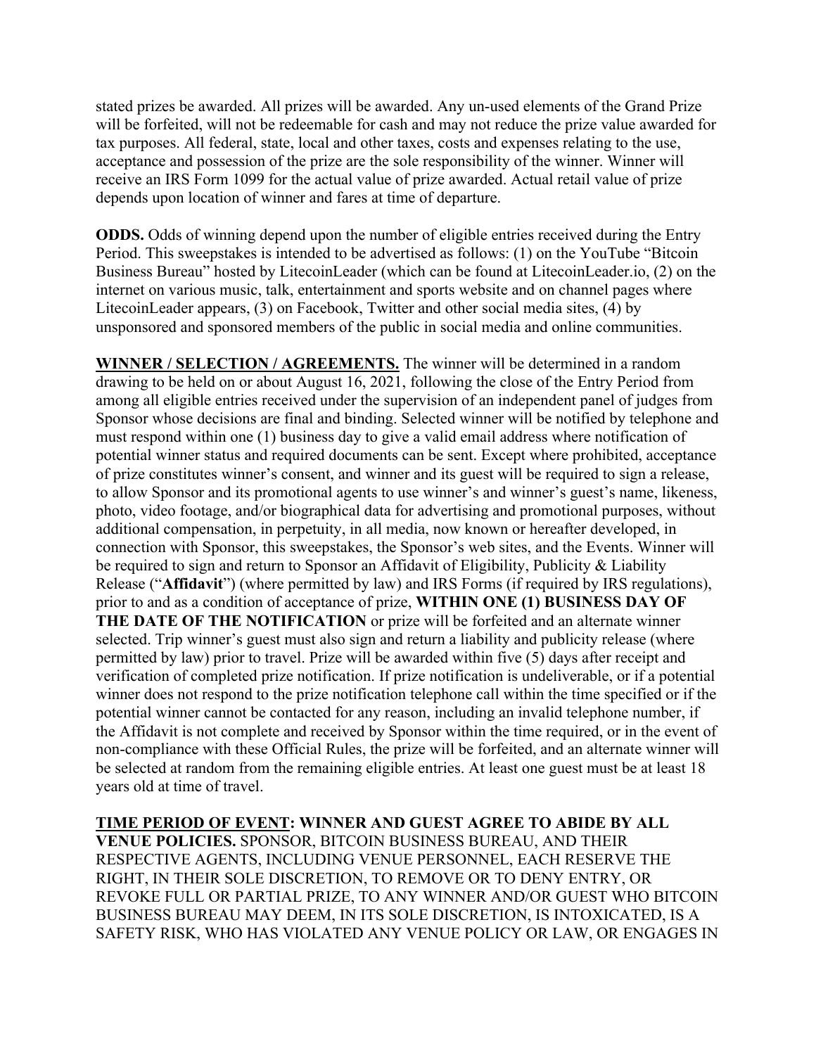stated prizes be awarded. All prizes will be awarded. Any un-used elements of the Grand Prize will be forfeited, will not be redeemable for cash and may not reduce the prize value awarded for tax purposes. All federal, state, local and other taxes, costs and expenses relating to the use, acceptance and possession of the prize are the sole responsibility of the winner. Winner will receive an IRS Form 1099 for the actual value of prize awarded. Actual retail value of prize depends upon location of winner and fares at time of departure.

**ODDS.** Odds of winning depend upon the number of eligible entries received during the Entry Period. This sweepstakes is intended to be advertised as follows: (1) on the YouTube "Bitcoin Business Bureau" hosted by LitecoinLeader (which can be found at LitecoinLeader.io, (2) on the internet on various music, talk, entertainment and sports website and on channel pages where LitecoinLeader appears, (3) on Facebook, Twitter and other social media sites, (4) by unsponsored and sponsored members of the public in social media and online communities.

**WINNER / SELECTION / AGREEMENTS.** The winner will be determined in a random drawing to be held on or about August 16, 2021, following the close of the Entry Period from among all eligible entries received under the supervision of an independent panel of judges from Sponsor whose decisions are final and binding. Selected winner will be notified by telephone and must respond within one (1) business day to give a valid email address where notification of potential winner status and required documents can be sent. Except where prohibited, acceptance of prize constitutes winner's consent, and winner and its guest will be required to sign a release, to allow Sponsor and its promotional agents to use winner's and winner's guest's name, likeness, photo, video footage, and/or biographical data for advertising and promotional purposes, without additional compensation, in perpetuity, in all media, now known or hereafter developed, in connection with Sponsor, this sweepstakes, the Sponsor's web sites, and the Events. Winner will be required to sign and return to Sponsor an Affidavit of Eligibility, Publicity & Liability Release ("**Affidavit**") (where permitted by law) and IRS Forms (if required by IRS regulations), prior to and as a condition of acceptance of prize, **WITHIN ONE (1) BUSINESS DAY OF THE DATE OF THE NOTIFICATION** or prize will be forfeited and an alternate winner selected. Trip winner's guest must also sign and return a liability and publicity release (where permitted by law) prior to travel. Prize will be awarded within five (5) days after receipt and verification of completed prize notification. If prize notification is undeliverable, or if a potential winner does not respond to the prize notification telephone call within the time specified or if the potential winner cannot be contacted for any reason, including an invalid telephone number, if the Affidavit is not complete and received by Sponsor within the time required, or in the event of non-compliance with these Official Rules, the prize will be forfeited, and an alternate winner will be selected at random from the remaining eligible entries. At least one guest must be at least 18 years old at time of travel.

**TIME PERIOD OF EVENT: WINNER AND GUEST AGREE TO ABIDE BY ALL VENUE POLICIES.** SPONSOR, BITCOIN BUSINESS BUREAU, AND THEIR RESPECTIVE AGENTS, INCLUDING VENUE PERSONNEL, EACH RESERVE THE RIGHT, IN THEIR SOLE DISCRETION, TO REMOVE OR TO DENY ENTRY, OR REVOKE FULL OR PARTIAL PRIZE, TO ANY WINNER AND/OR GUEST WHO BITCOIN BUSINESS BUREAU MAY DEEM, IN ITS SOLE DISCRETION, IS INTOXICATED, IS A SAFETY RISK, WHO HAS VIOLATED ANY VENUE POLICY OR LAW, OR ENGAGES IN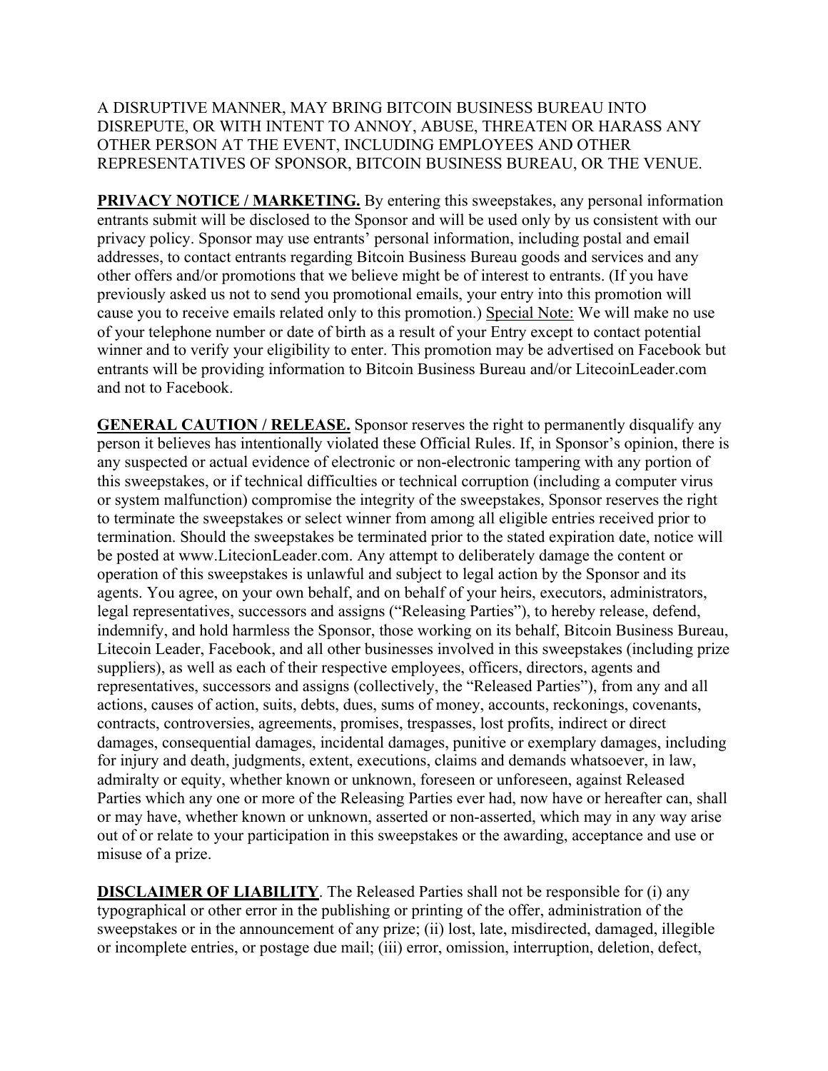A DISRUPTIVE MANNER, MAY BRING BITCOIN BUSINESS BUREAU INTO DISREPUTE, OR WITH INTENT TO ANNOY, ABUSE, THREATEN OR HARASS ANY OTHER PERSON AT THE EVENT, INCLUDING EMPLOYEES AND OTHER REPRESENTATIVES OF SPONSOR, BITCOIN BUSINESS BUREAU, OR THE VENUE.

**PRIVACY NOTICE / MARKETING.** By entering this sweepstakes, any personal information entrants submit will be disclosed to the Sponsor and will be used only by us consistent with our privacy policy. Sponsor may use entrants' personal information, including postal and email addresses, to contact entrants regarding Bitcoin Business Bureau goods and services and any other offers and/or promotions that we believe might be of interest to entrants. (If you have previously asked us not to send you promotional emails, your entry into this promotion will cause you to receive emails related only to this promotion.) Special Note: We will make no use of your telephone number or date of birth as a result of your Entry except to contact potential winner and to verify your eligibility to enter. This promotion may be advertised on Facebook but entrants will be providing information to Bitcoin Business Bureau and/or LitecoinLeader.com and not to Facebook.

**GENERAL CAUTION / RELEASE.** Sponsor reserves the right to permanently disqualify any person it believes has intentionally violated these Official Rules. If, in Sponsor's opinion, there is any suspected or actual evidence of electronic or non-electronic tampering with any portion of this sweepstakes, or if technical difficulties or technical corruption (including a computer virus or system malfunction) compromise the integrity of the sweepstakes, Sponsor reserves the right to terminate the sweepstakes or select winner from among all eligible entries received prior to termination. Should the sweepstakes be terminated prior to the stated expiration date, notice will be posted at www.LitecionLeader.com. Any attempt to deliberately damage the content or operation of this sweepstakes is unlawful and subject to legal action by the Sponsor and its agents. You agree, on your own behalf, and on behalf of your heirs, executors, administrators, legal representatives, successors and assigns ("Releasing Parties"), to hereby release, defend, indemnify, and hold harmless the Sponsor, those working on its behalf, Bitcoin Business Bureau, Litecoin Leader, Facebook, and all other businesses involved in this sweepstakes (including prize suppliers), as well as each of their respective employees, officers, directors, agents and representatives, successors and assigns (collectively, the "Released Parties"), from any and all actions, causes of action, suits, debts, dues, sums of money, accounts, reckonings, covenants, contracts, controversies, agreements, promises, trespasses, lost profits, indirect or direct damages, consequential damages, incidental damages, punitive or exemplary damages, including for injury and death, judgments, extent, executions, claims and demands whatsoever, in law, admiralty or equity, whether known or unknown, foreseen or unforeseen, against Released Parties which any one or more of the Releasing Parties ever had, now have or hereafter can, shall or may have, whether known or unknown, asserted or non-asserted, which may in any way arise out of or relate to your participation in this sweepstakes or the awarding, acceptance and use or misuse of a prize.

**DISCLAIMER OF LIABILITY**. The Released Parties shall not be responsible for (i) any typographical or other error in the publishing or printing of the offer, administration of the sweepstakes or in the announcement of any prize; (ii) lost, late, misdirected, damaged, illegible or incomplete entries, or postage due mail; (iii) error, omission, interruption, deletion, defect,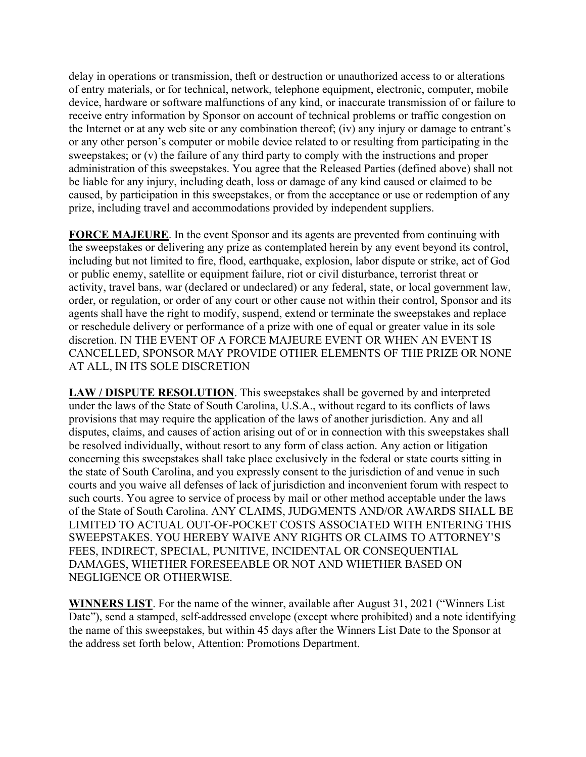delay in operations or transmission, theft or destruction or unauthorized access to or alterations of entry materials, or for technical, network, telephone equipment, electronic, computer, mobile device, hardware or software malfunctions of any kind, or inaccurate transmission of or failure to receive entry information by Sponsor on account of technical problems or traffic congestion on the Internet or at any web site or any combination thereof; (iv) any injury or damage to entrant's or any other person's computer or mobile device related to or resulting from participating in the sweepstakes; or (v) the failure of any third party to comply with the instructions and proper administration of this sweepstakes. You agree that the Released Parties (defined above) shall not be liable for any injury, including death, loss or damage of any kind caused or claimed to be caused, by participation in this sweepstakes, or from the acceptance or use or redemption of any prize, including travel and accommodations provided by independent suppliers.

**FORCE MAJEURE**. In the event Sponsor and its agents are prevented from continuing with the sweepstakes or delivering any prize as contemplated herein by any event beyond its control, including but not limited to fire, flood, earthquake, explosion, labor dispute or strike, act of God or public enemy, satellite or equipment failure, riot or civil disturbance, terrorist threat or activity, travel bans, war (declared or undeclared) or any federal, state, or local government law, order, or regulation, or order of any court or other cause not within their control, Sponsor and its agents shall have the right to modify, suspend, extend or terminate the sweepstakes and replace or reschedule delivery or performance of a prize with one of equal or greater value in its sole discretion. IN THE EVENT OF A FORCE MAJEURE EVENT OR WHEN AN EVENT IS CANCELLED, SPONSOR MAY PROVIDE OTHER ELEMENTS OF THE PRIZE OR NONE AT ALL, IN ITS SOLE DISCRETION

**LAW / DISPUTE RESOLUTION**. This sweepstakes shall be governed by and interpreted under the laws of the State of South Carolina, U.S.A., without regard to its conflicts of laws provisions that may require the application of the laws of another jurisdiction. Any and all disputes, claims, and causes of action arising out of or in connection with this sweepstakes shall be resolved individually, without resort to any form of class action. Any action or litigation concerning this sweepstakes shall take place exclusively in the federal or state courts sitting in the state of South Carolina, and you expressly consent to the jurisdiction of and venue in such courts and you waive all defenses of lack of jurisdiction and inconvenient forum with respect to such courts. You agree to service of process by mail or other method acceptable under the laws of the State of South Carolina. ANY CLAIMS, JUDGMENTS AND/OR AWARDS SHALL BE LIMITED TO ACTUAL OUT-OF-POCKET COSTS ASSOCIATED WITH ENTERING THIS SWEEPSTAKES. YOU HEREBY WAIVE ANY RIGHTS OR CLAIMS TO ATTORNEY'S FEES, INDIRECT, SPECIAL, PUNITIVE, INCIDENTAL OR CONSEQUENTIAL DAMAGES, WHETHER FORESEEABLE OR NOT AND WHETHER BASED ON NEGLIGENCE OR OTHERWISE.

**WINNERS LIST**. For the name of the winner, available after August 31, 2021 ("Winners List Date"), send a stamped, self-addressed envelope (except where prohibited) and a note identifying the name of this sweepstakes, but within 45 days after the Winners List Date to the Sponsor at the address set forth below, Attention: Promotions Department.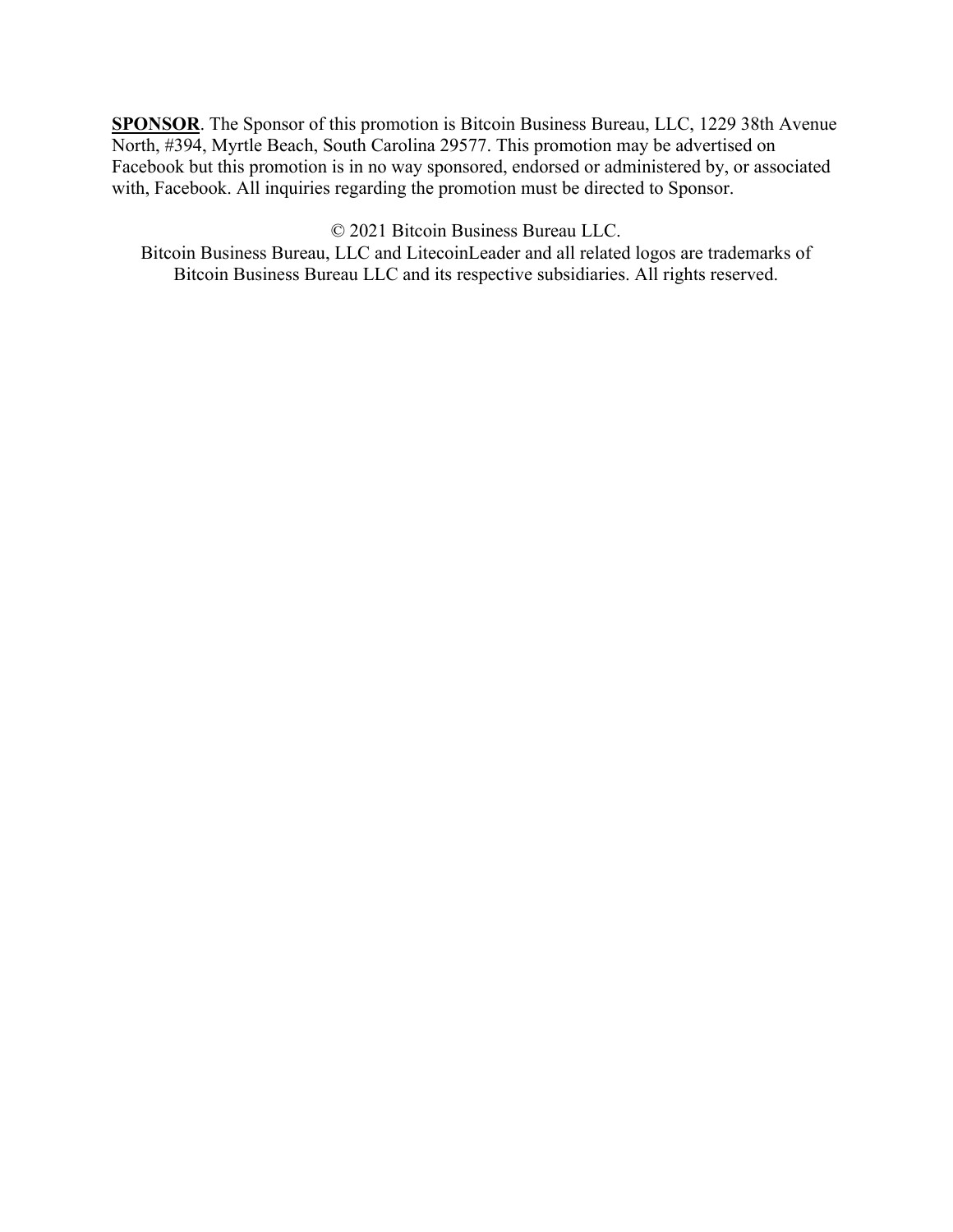**<u>SPONSOR</u>**. The Sponsor of this promotion is Bitcoin Business Bureau, LLC, 1229 38th Avenue North, #394, Myrtle Beach, South Carolina 29577. This promotion may be advertised on Facebook but this promotion is in no way sponsored, endorsed or administered by, or associated with, Facebook. All inquiries regarding the promotion must be directed to Sponsor.

© 2021 Bitcoin Business Bureau LLC.
Bitcoin Business Bureau, LLC and LitecoinLeader and all related logos are trademarks of Bitcoin Business Bureau LLC and its respective subsidiaries. All rights reserved.